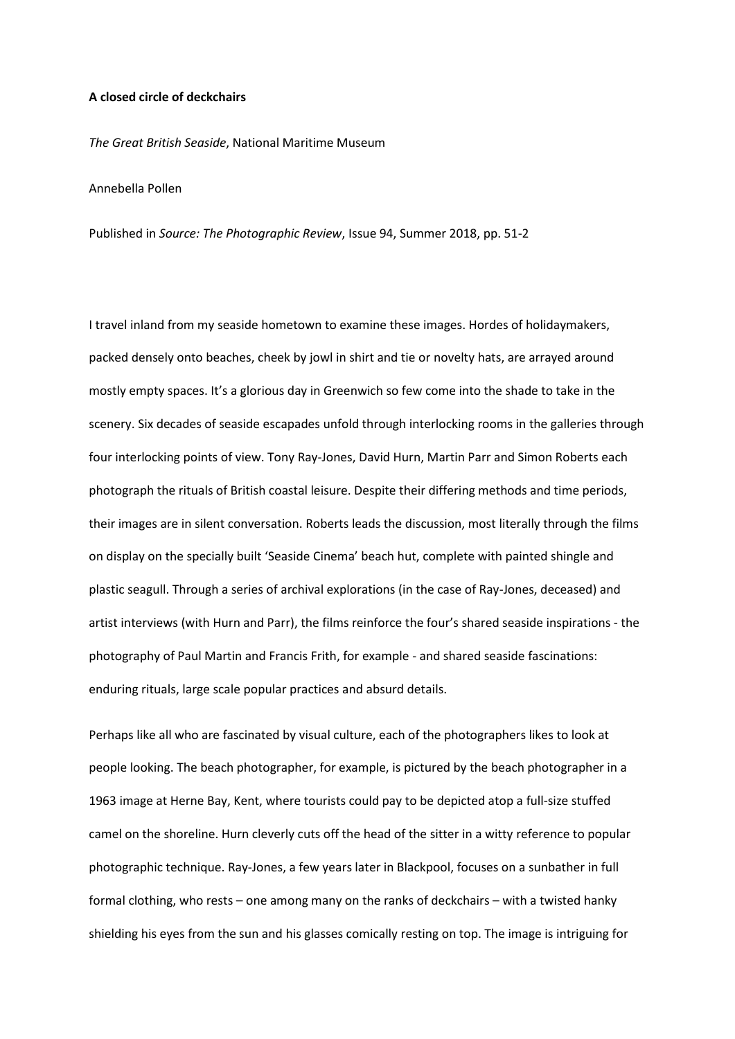**A closed circle of deckchairs**

*The Great British Seaside*, National Maritime Museum

Annebella Pollen

Published in *Source: The Photographic Review*, Issue 94, Summer 2018, pp. 51-2

I travel inland from my seaside hometown to examine these images. Hordes of holidaymakers, packed densely onto beaches, cheek by jowl in shirt and tie or novelty hats, are arrayed around mostly empty spaces. It's a glorious day in Greenwich so few come into the shade to take in the scenery. Six decades of seaside escapades unfold through interlocking rooms in the galleries through four interlocking points of view. Tony Ray-Jones, David Hurn, Martin Parr and Simon Roberts each photograph the rituals of British coastal leisure. Despite their differing methods and time periods, their images are in silent conversation. Roberts leads the discussion, most literally through the films on display on the specially built 'Seaside Cinema' beach hut, complete with painted shingle and plastic seagull. Through a series of archival explorations (in the case of Ray-Jones, deceased) and artist interviews (with Hurn and Parr), the films reinforce the four's shared seaside inspirations - the photography of Paul Martin and Francis Frith, for example - and shared seaside fascinations: enduring rituals, large scale popular practices and absurd details.

Perhaps like all who are fascinated by visual culture, each of the photographers likes to look at people looking. The beach photographer, for example, is pictured by the beach photographer in a 1963 image at Herne Bay, Kent, where tourists could pay to be depicted atop a full-size stuffed camel on the shoreline. Hurn cleverly cuts off the head of the sitter in a witty reference to popular photographic technique. Ray-Jones, a few years later in Blackpool, focuses on a sunbather in full formal clothing, who rests – one among many on the ranks of deckchairs – with a twisted hanky shielding his eyes from the sun and his glasses comically resting on top. The image is intriguing for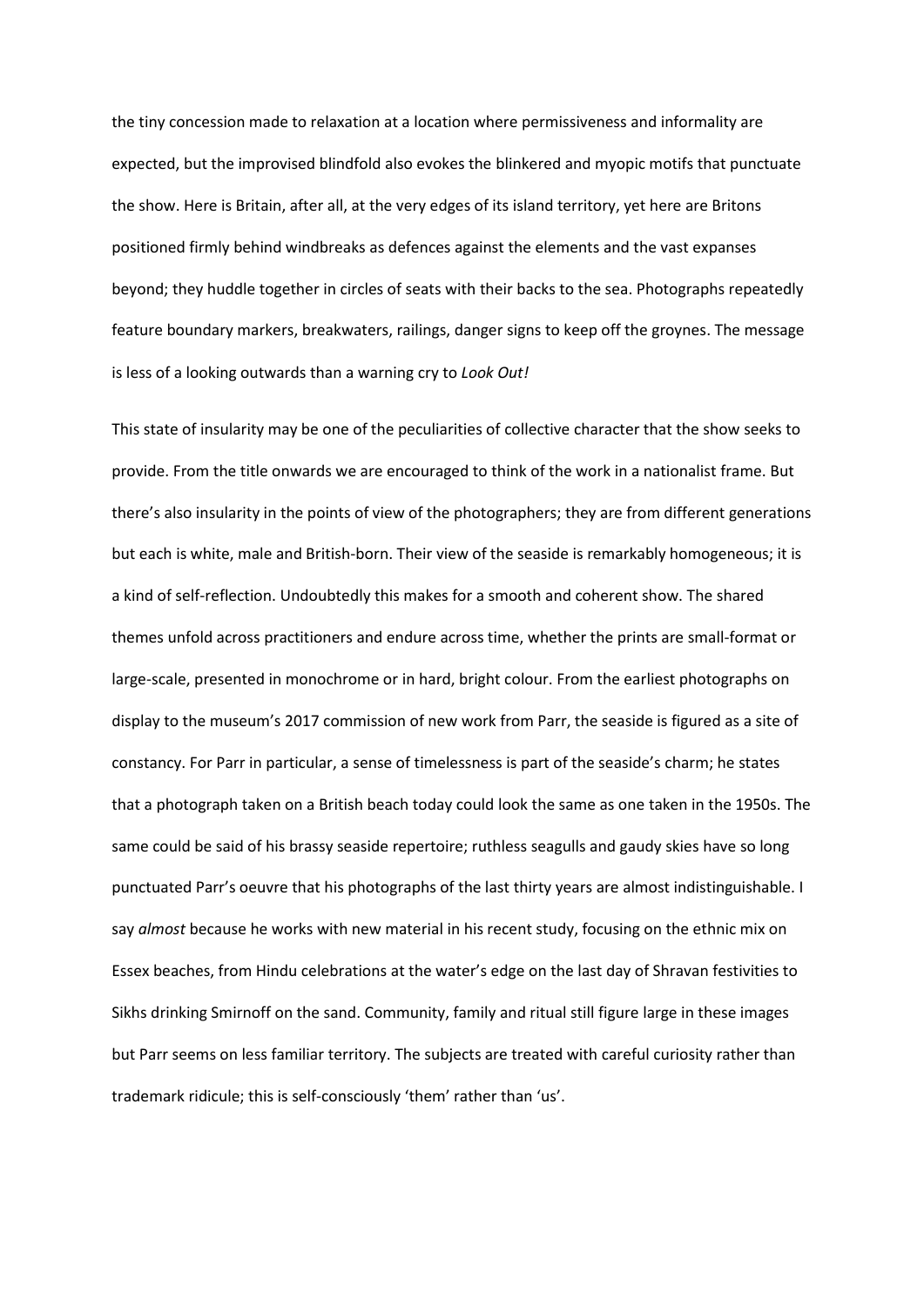the tiny concession made to relaxation at a location where permissiveness and informality are expected, but the improvised blindfold also evokes the blinkered and myopic motifs that punctuate the show. Here is Britain, after all, at the very edges of its island territory, yet here are Britons positioned firmly behind windbreaks as defences against the elements and the vast expanses beyond; they huddle together in circles of seats with their backs to the sea. Photographs repeatedly feature boundary markers, breakwaters, railings, danger signs to keep off the groynes. The message is less of a looking outwards than a warning cry to *Look Out!*

This state of insularity may be one of the peculiarities of collective character that the show seeks to provide. From the title onwards we are encouraged to think of the work in a nationalist frame. But there's also insularity in the points of view of the photographers; they are from different generations but each is white, male and British-born. Their view of the seaside is remarkably homogeneous; it is a kind of self-reflection. Undoubtedly this makes for a smooth and coherent show. The shared themes unfold across practitioners and endure across time, whether the prints are small-format or large-scale, presented in monochrome or in hard, bright colour. From the earliest photographs on display to the museum's 2017 commission of new work from Parr, the seaside is figured as a site of constancy. For Parr in particular, a sense of timelessness is part of the seaside's charm; he states that a photograph taken on a British beach today could look the same as one taken in the 1950s. The same could be said of his brassy seaside repertoire; ruthless seagulls and gaudy skies have so long punctuated Parr's oeuvre that his photographs of the last thirty years are almost indistinguishable. I say *almost* because he works with new material in his recent study, focusing on the ethnic mix on Essex beaches, from Hindu celebrations at the water's edge on the last day of Shravan festivities to Sikhs drinking Smirnoff on the sand. Community, family and ritual still figure large in these images but Parr seems on less familiar territory. The subjects are treated with careful curiosity rather than trademark ridicule; this is self-consciously 'them' rather than 'us'.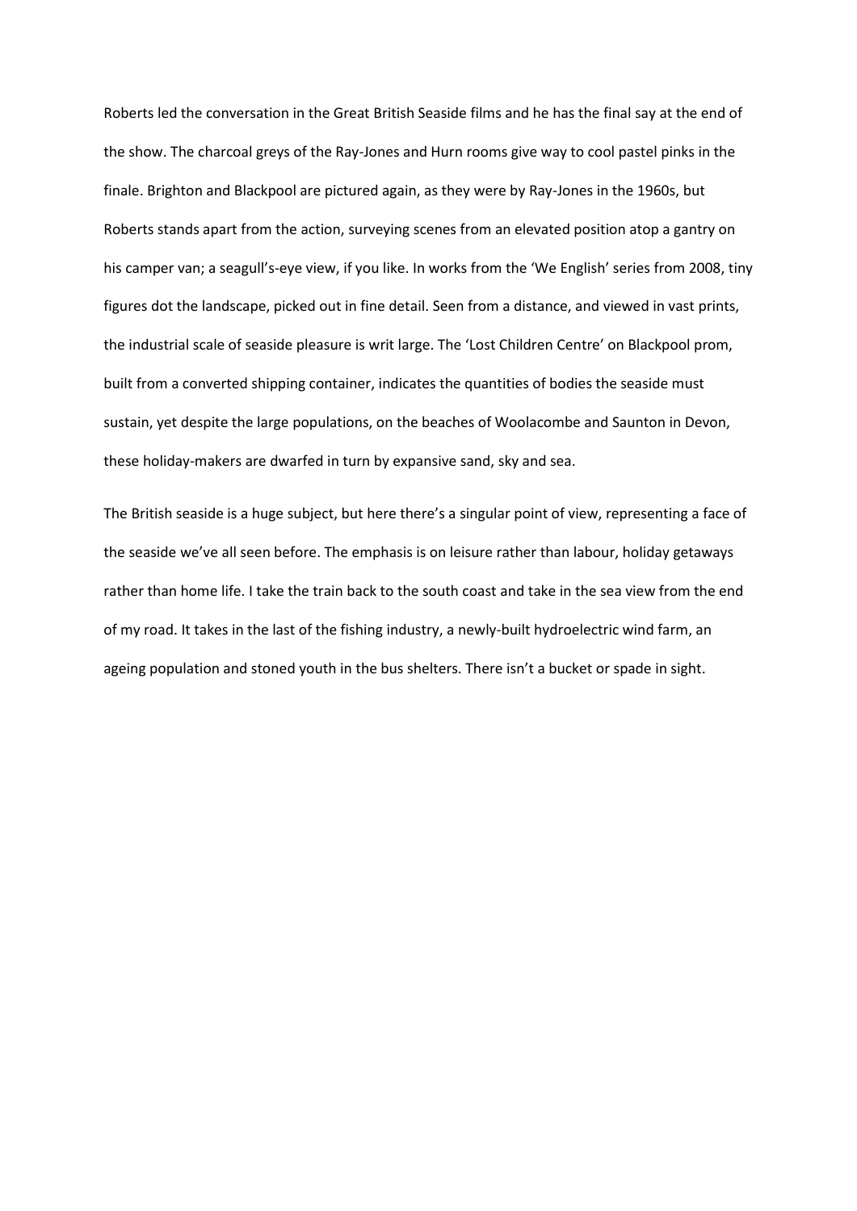Roberts led the conversation in the Great British Seaside films and he has the final say at the end of the show. The charcoal greys of the Ray-Jones and Hurn rooms give way to cool pastel pinks in the finale. Brighton and Blackpool are pictured again, as they were by Ray-Jones in the 1960s, but Roberts stands apart from the action, surveying scenes from an elevated position atop a gantry on his camper van; a seagull's-eye view, if you like. In works from the 'We English' series from 2008, tiny figures dot the landscape, picked out in fine detail. Seen from a distance, and viewed in vast prints, the industrial scale of seaside pleasure is writ large. The 'Lost Children Centre' on Blackpool prom, built from a converted shipping container, indicates the quantities of bodies the seaside must sustain, yet despite the large populations, on the beaches of Woolacombe and Saunton in Devon, these holiday-makers are dwarfed in turn by expansive sand, sky and sea.

The British seaside is a huge subject, but here there's a singular point of view, representing a face of the seaside we've all seen before. The emphasis is on leisure rather than labour, holiday getaways rather than home life. I take the train back to the south coast and take in the sea view from the end of my road. It takes in the last of the fishing industry, a newly-built hydroelectric wind farm, an ageing population and stoned youth in the bus shelters. There isn't a bucket or spade in sight.